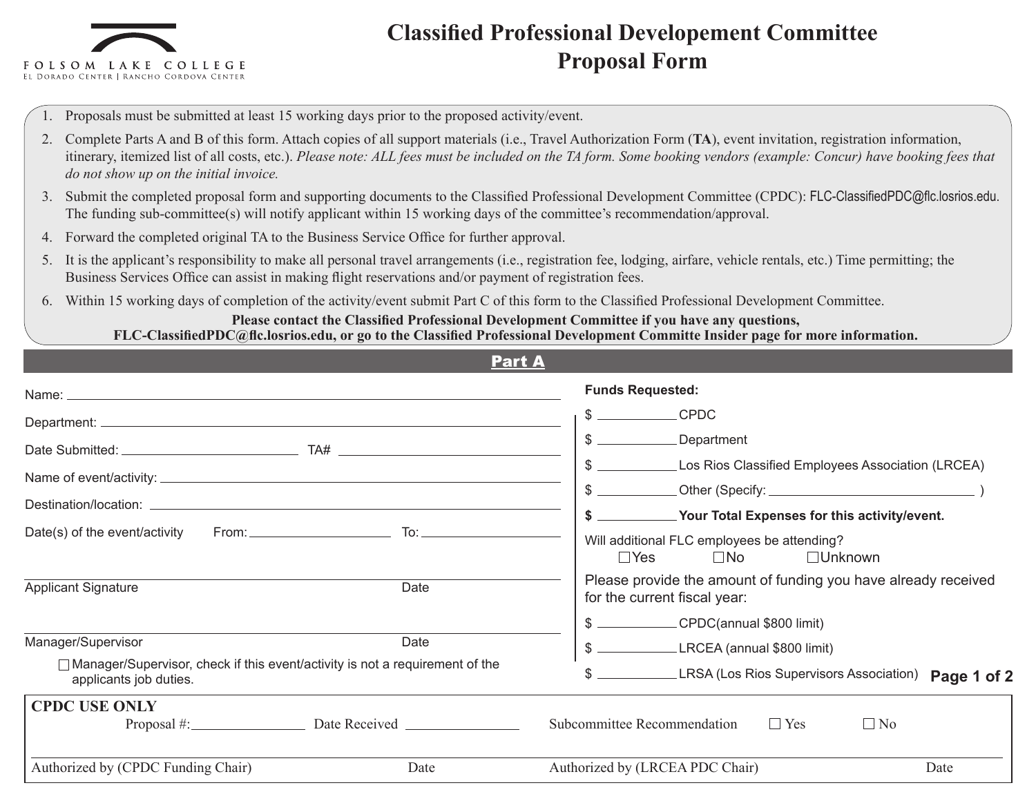FOLSOM LAKE COLLEGE
EL DORADO CENTER | RANCHO CORDOVA CENTER

# Classified Professional Developement Committee Proposal Form

1. Proposals must be submitted at least 15 working days prior to the proposed activity/event.
2. Complete Parts A and B of this form. Attach copies of all support materials (i.e., Travel Authorization Form (**TA**), event invitation, registration information, itinerary, itemized list of all costs, etc.). *Please note: ALL fees must be included on the TA form. Some booking vendors (example: Concur) have booking fees that do not show up on the initial invoice.*
3. Submit the completed proposal form and supporting documents to the Classified Professional Development Committee (CPDC): FLC-ClassifiedPDC@flc.losrios.edu. The funding sub-committee(s) will notify applicant within 15 working days of the committee's recommendation/approval.
4. Forward the completed original TA to the Business Service Office for further approval.
5. It is the applicant's responsibility to make all personal travel arrangements (i.e., registration fee, lodging, airfare, vehicle rentals, etc.) Time permitting; the Business Services Office can assist in making flight reservations and/or payment of registration fees.
6. Within 15 working days of completion of the activity/event submit Part C of this form to the Classified Professional Development Committee.

**Please contact the Classified Professional Development Committee if you have any questions, FLC-ClassifiedPDC@flc.losrios.edu, or go to the Classified Professional Development Committe Insider page for more information.**

## Part A

Name: ______________________________

Department: ______________________________

Date Submitted: ______________ TA# ______________

Name of event/activity: ______________________________

Destination/location: ______________________________

Date(s) of the event/activity From: ______________ To: ______________

______________________________
Applicant Signature Date

______________________________
Manager/Supervisor Date

☐ Manager/Supervisor, check if this event/activity is not a requirement of the applicants job duties.

**Funds Requested:**

$ __________ CPDC

$ __________ Department

$ __________ Los Rios Classified Employees Association (LRCEA)

$ __________ Other (Specify: ______________________ )

**$ __________ Your Total Expenses for this activity/event.**

Will additional FLC employees be attending?
☐Yes ☐No ☐Unknown

Please provide the amount of funding you have already received for the current fiscal year:

$ __________ CPDC(annual $800 limit)

$ __________ LRCEA (annual $800 limit)

$ __________ LRSA (Los Rios Supervisors Association)

**CPDC USE ONLY**

Proposal #: ______________ Date Received ______________ Subcommittee Recommendation ☐ Yes ☐ No

______________________________
Authorized by (CPDC Funding Chair) Date Authorized by (LRCEA PDC Chair) Date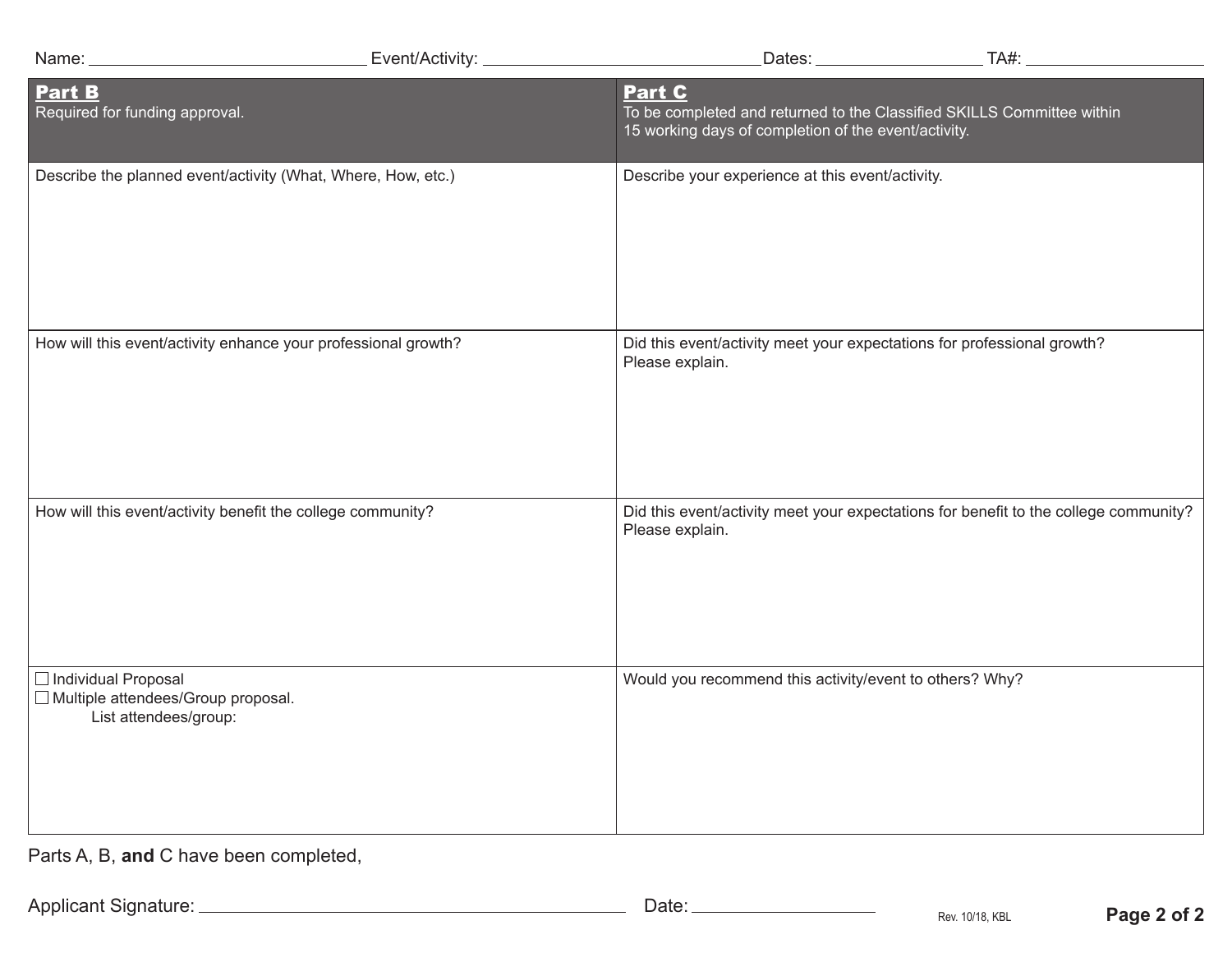Name: ______________________ Event/Activity: ______________________ Dates: ______________ TA#: ______________

| **Part B**<br>Required for funding approval. | **Part C**<br>To be completed and returned to the Classified SKILLS Committee within 15 working days of completion of the event/activity. |
|---|---|
| Describe the planned event/activity (What, Where, How, etc.) | Describe your experience at this event/activity. |
| How will this event/activity enhance your professional growth? | Did this event/activity meet your expectations for professional growth? Please explain. |
| How will this event/activity benefit the college community? | Did this event/activity meet your expectations for benefit to the college community? Please explain. |
| ☐ Individual Proposal<br>☐ Multiple attendees/Group proposal.<br>List attendees/group: | Would you recommend this activity/event to others? Why? |

Parts A, B, **and** C have been completed,

Applicant Signature: ______________________________ Date: ______________

Rev. 10/18, KBL